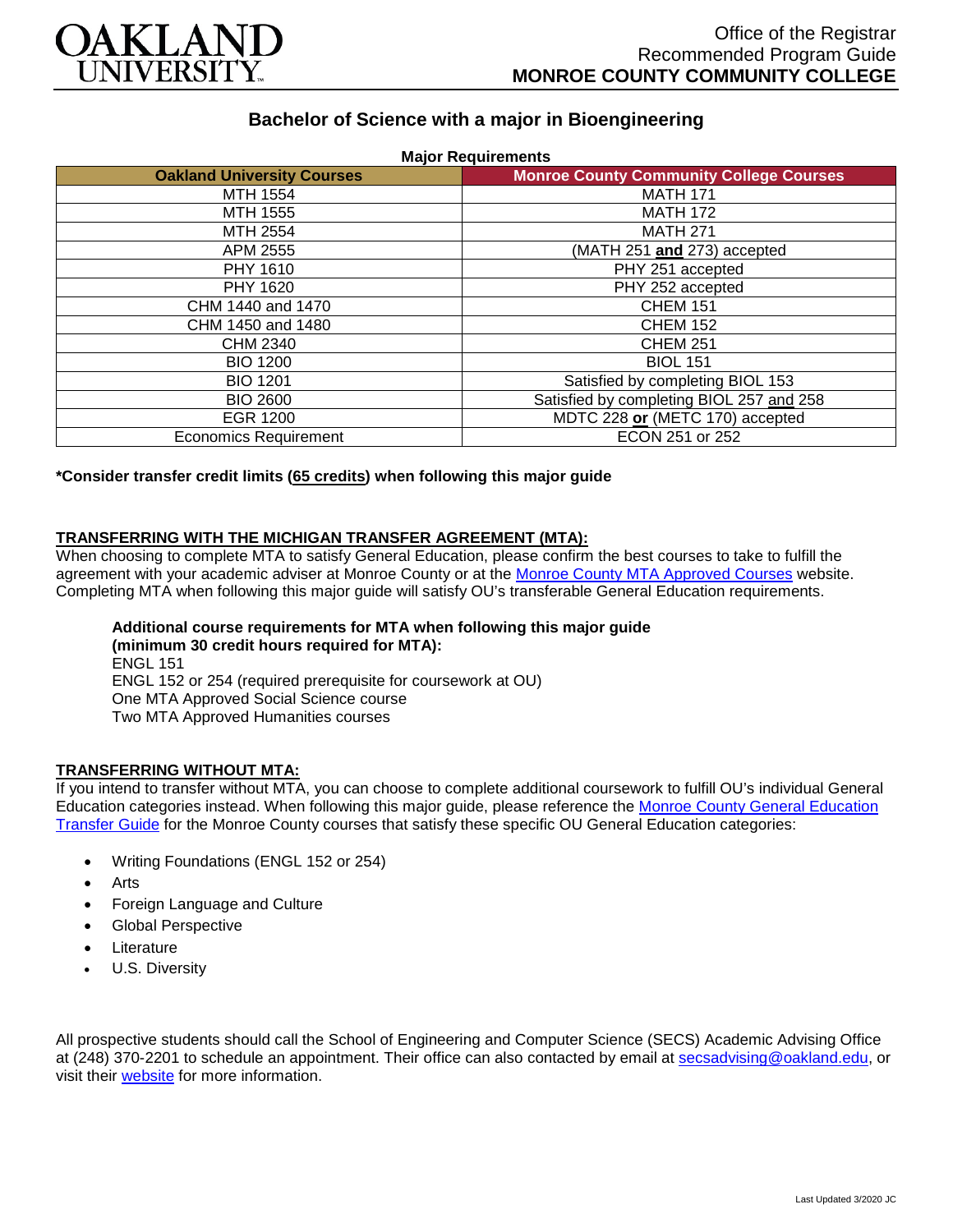OAKLAND UNIVERSITY

Office of the Registrar
Recommended Program Guide
**MONROE COUNTY COMMUNITY COLLEGE**

# Bachelor of Science with a major in Bioengineering

**Major Requirements**

| Oakland University Courses | Monroe County Community College Courses |
|---|---|
| MTH 1554 | MATH 171 |
| MTH 1555 | MATH 172 |
| MTH 2554 | MATH 271 |
| APM 2555 | (MATH 251 **and** 273) accepted |
| PHY 1610 | PHY 251 accepted |
| PHY 1620 | PHY 252 accepted |
| CHM 1440 and 1470 | CHEM 151 |
| CHM 1450 and 1480 | CHEM 152 |
| CHM 2340 | CHEM 251 |
| BIO 1200 | BIOL 151 |
| BIO 1201 | Satisfied by completing BIOL 153 |
| BIO 2600 | Satisfied by completing BIOL 257 and 258 |
| EGR 1200 | MDTC 228 **or** (METC 170) accepted |
| Economics Requirement | ECON 251 or 252 |

**\*Consider transfer credit limits (65 credits) when following this major guide**

## TRANSFERRING WITH THE MICHIGAN TRANSFER AGREEMENT (MTA):

When choosing to complete MTA to satisfy General Education, please confirm the best courses to take to fulfill the agreement with your academic adviser at Monroe County or at the Monroe County MTA Approved Courses website. Completing MTA when following this major guide will satisfy OU's transferable General Education requirements.

**Additional course requirements for MTA when following this major guide (minimum 30 credit hours required for MTA):**
ENGL 151
ENGL 152 or 254 (required prerequisite for coursework at OU)
One MTA Approved Social Science course
Two MTA Approved Humanities courses

## TRANSFERRING WITHOUT MTA:

If you intend to transfer without MTA, you can choose to complete additional coursework to fulfill OU's individual General Education categories instead. When following this major guide, please reference the Monroe County General Education Transfer Guide for the Monroe County courses that satisfy these specific OU General Education categories:

- Writing Foundations (ENGL 152 or 254)
- Arts
- Foreign Language and Culture
- Global Perspective
- Literature
- U.S. Diversity

All prospective students should call the School of Engineering and Computer Science (SECS) Academic Advising Office at (248) 370-2201 to schedule an appointment. Their office can also contacted by email at secsadvising@oakland.edu, or visit their website for more information.

Last Updated 3/2020 JC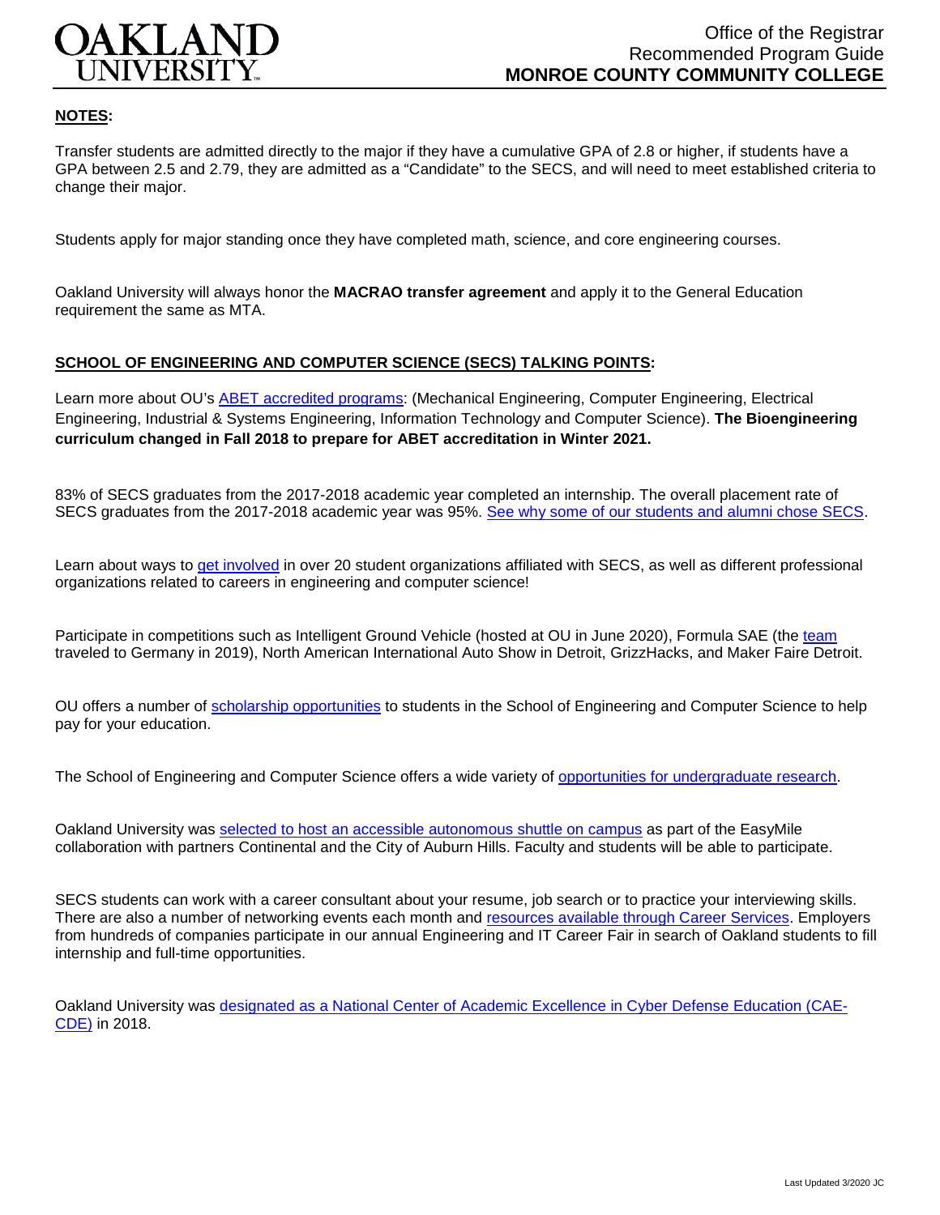**NOTES:**

Transfer students are admitted directly to the major if they have a cumulative GPA of 2.8 or higher, if students have a GPA between 2.5 and 2.79, they are admitted as a "Candidate" to the SECS, and will need to meet established criteria to change their major.

Students apply for major standing once they have completed math, science, and core engineering courses.

Oakland University will always honor the **MACRAO transfer agreement** and apply it to the General Education requirement the same as MTA.

**SCHOOL OF ENGINEERING AND COMPUTER SCIENCE (SECS) TALKING POINTS:**

Learn more about OU's ABET accredited programs: (Mechanical Engineering, Computer Engineering, Electrical Engineering, Industrial & Systems Engineering, Information Technology and Computer Science). **The Bioengineering curriculum changed in Fall 2018 to prepare for ABET accreditation in Winter 2021.**

83% of SECS graduates from the 2017-2018 academic year completed an internship. The overall placement rate of SECS graduates from the 2017-2018 academic year was 95%. See why some of our students and alumni chose SECS.

Learn about ways to get involved in over 20 student organizations affiliated with SECS, as well as different professional organizations related to careers in engineering and computer science!

Participate in competitions such as Intelligent Ground Vehicle (hosted at OU in June 2020), Formula SAE (the team traveled to Germany in 2019), North American International Auto Show in Detroit, GrizzHacks, and Maker Faire Detroit.

OU offers a number of scholarship opportunities to students in the School of Engineering and Computer Science to help pay for your education.

The School of Engineering and Computer Science offers a wide variety of opportunities for undergraduate research.

Oakland University was selected to host an accessible autonomous shuttle on campus as part of the EasyMile collaboration with partners Continental and the City of Auburn Hills. Faculty and students will be able to participate.

SECS students can work with a career consultant about your resume, job search or to practice your interviewing skills. There are also a number of networking events each month and resources available through Career Services. Employers from hundreds of companies participate in our annual Engineering and IT Career Fair in search of Oakland students to fill internship and full-time opportunities.

Oakland University was designated as a National Center of Academic Excellence in Cyber Defense Education (CAE-CDE) in 2018.